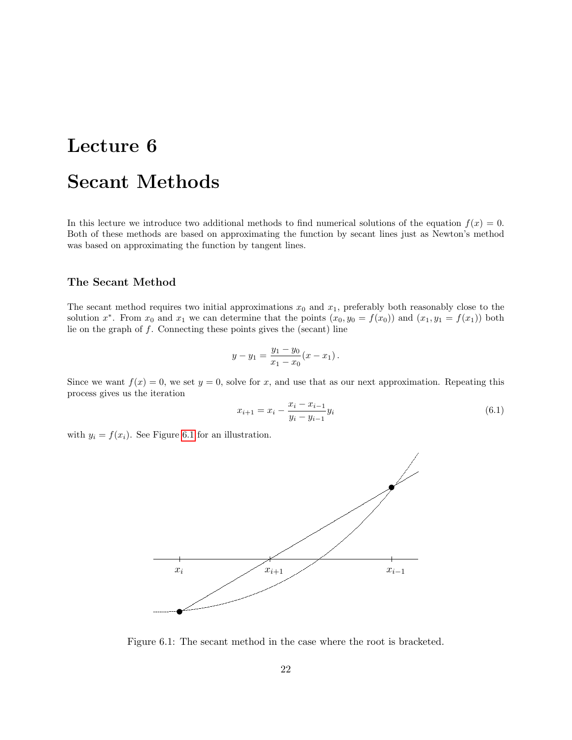# Lecture 6

# Secant Methods

In this lecture we introduce two additional methods to find numerical solutions of the equation $f(x) = 0$. Both of these methods are based on approximating the function by secant lines just as Newton's method was based on approximating the function by tangent lines.

### The Secant Method

The secant method requires two initial approximations $x_0$ and $x_1$, preferably both reasonably close to the solution $x^*$. From $x_0$ and $x_1$ we can determine that the points $(x_0, y_0 = f(x_0))$ and $(x_1, y_1 = f(x_1))$ both lie on the graph of $f$. Connecting these points gives the (secant) line

$$y - y_1 = \frac{y_1 - y_0}{x_1 - x_0}(x - x_1) \, .$$

Since we want $f(x) = 0$, we set $y = 0$, solve for $x$, and use that as our next approximation. Repeating this process gives us the iteration

$$x_{i+1} = x_i - \frac{x_i - x_{i-1}}{y_i - y_{i-1}} y_i \tag{6.1}$$

with $y_i = f(x_i)$. See Figure 6.1 for an illustration.

Figure 6.1: The secant method in the case where the root is bracketed.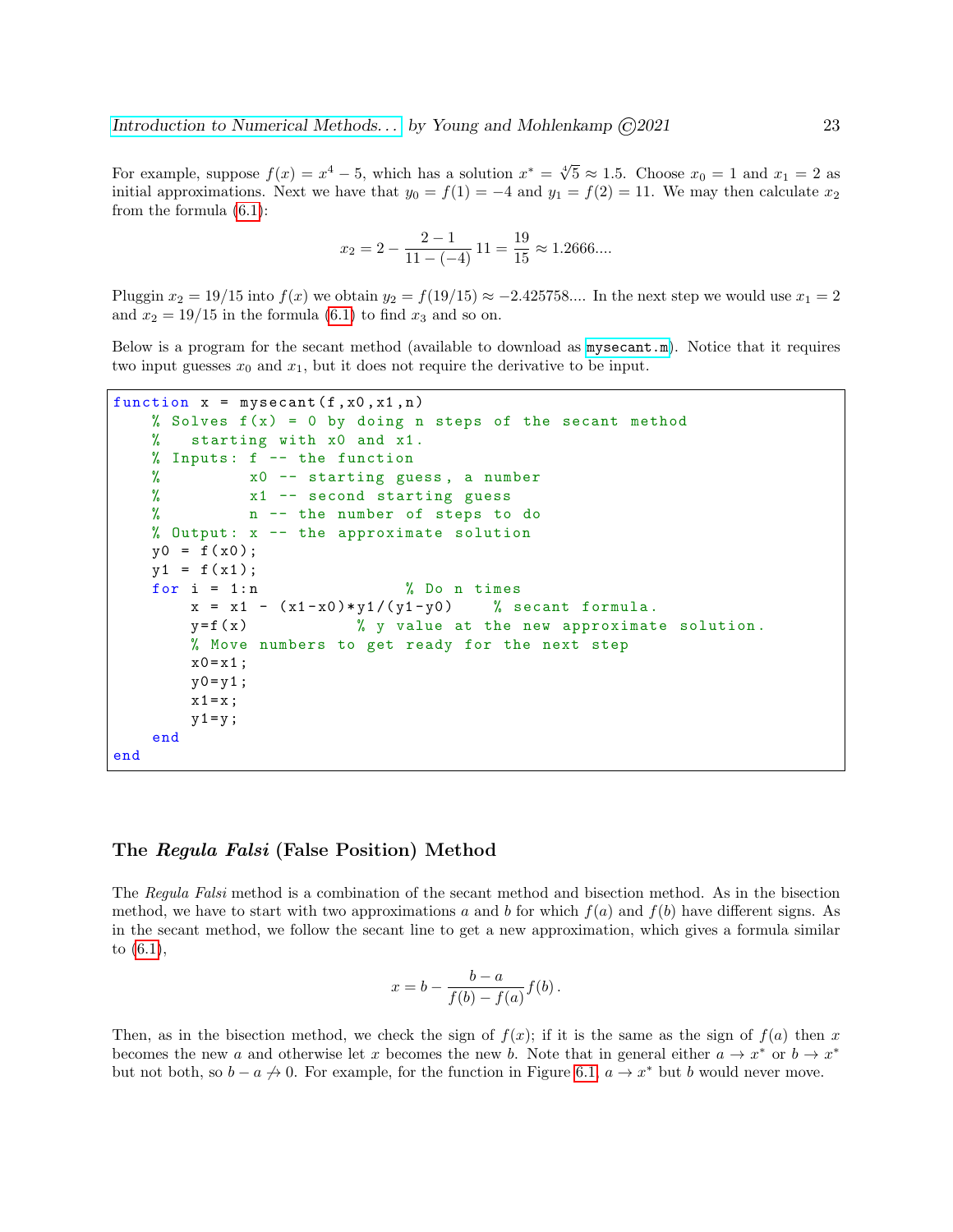For example, suppose $f(x) = x^4 - 5$, which has a solution $x^* = \sqrt[4]{5} \approx 1.5$. Choose $x_0 = 1$ and $x_1 = 2$ as initial approximations. Next we have that $y_0 = f(1) = -4$ and $y_1 = f(2) = 11$. We may then calculate $x_2$ from the formula (6.1):

$$x_2 = 2 - \frac{2-1}{11-(-4)} 11 = \frac{19}{15} \approx 1.2666....$$

Pluggin $x_2 = 19/15$ into $f(x)$ we obtain $y_2 = f(19/15) \approx -2.425758....$ In the next step we would use $x_1 = 2$ and $x_2 = 19/15$ in the formula (6.1) to find $x_3$ and so on.

Below is a program for the secant method (available to download as mysecant.m). Notice that it requires two input guesses $x_0$ and $x_1$, but it does not require the derivative to be input.

```
function x = mysecant(f,x0,x1,n)
    % Solves f(x) = 0 by doing n steps of the secant method
    %   starting with x0 and x1.
    % Inputs: f -- the function
    %         x0 -- starting guess, a number
    %         x1 -- second starting guess
    %         n -- the number of steps to do
    % Output: x -- the approximate solution
    y0 = f(x0);
    y1 = f(x1);
    for i = 1:n                 % Do n times
        x = x1 - (x1-x0)*y1/(y1-y0)    % secant formula.
        y=f(x)            % y value at the new approximate solution.
        % Move numbers to get ready for the next step
        x0=x1;
        y0=y1;
        x1=x;
        y1=y;
    end
end
```

### The *Regula Falsi* (False Position) Method

The *Regula Falsi* method is a combination of the secant method and bisection method. As in the bisection method, we have to start with two approximations $a$ and $b$ for which $f(a)$ and $f(b)$ have different signs. As in the secant method, we follow the secant line to get a new approximation, which gives a formula similar to (6.1),

$$x = b - \frac{b-a}{f(b)-f(a)} f(b) \,.$$

Then, as in the bisection method, we check the sign of $f(x)$; if it is the same as the sign of $f(a)$ then $x$ becomes the new $a$ and otherwise let $x$ becomes the new $b$. Note that in general either $a \to x^*$ or $b \to x^*$ but not both, so $b - a \not\to 0$. For example, for the function in Figure 6.1, $a \to x^*$ but $b$ would never move.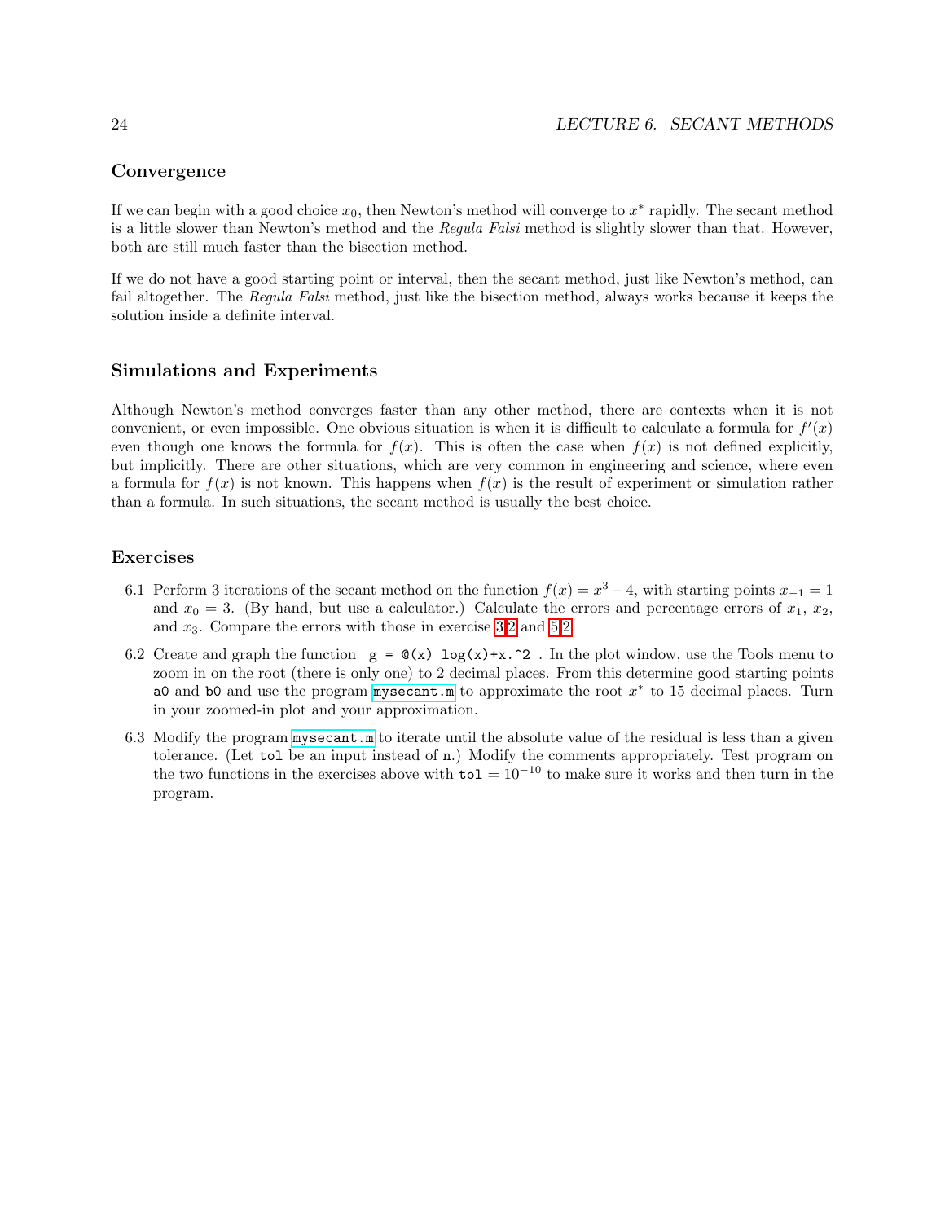## Convergence

If we can begin with a good choice $x_0$, then Newton's method will converge to $x^*$ rapidly. The secant method is a little slower than Newton's method and the *Regula Falsi* method is slightly slower than that. However, both are still much faster than the bisection method.

If we do not have a good starting point or interval, then the secant method, just like Newton's method, can fail altogether. The *Regula Falsi* method, just like the bisection method, always works because it keeps the solution inside a definite interval.

## Simulations and Experiments

Although Newton's method converges faster than any other method, there are contexts when it is not convenient, or even impossible. One obvious situation is when it is difficult to calculate a formula for $f'(x)$ even though one knows the formula for $f(x)$. This is often the case when $f(x)$ is not defined explicitly, but implicitly. There are other situations, which are very common in engineering and science, where even a formula for $f(x)$ is not known. This happens when $f(x)$ is the result of experiment or simulation rather than a formula. In such situations, the secant method is usually the best choice.

## Exercises

6.1 Perform 3 iterations of the secant method on the function $f(x) = x^3 - 4$, with starting points $x_{-1} = 1$ and $x_0 = 3$. (By hand, but use a calculator.) Calculate the errors and percentage errors of $x_1$, $x_2$, and $x_3$. Compare the errors with those in exercise 3.2 and 5.2.

6.2 Create and graph the function `g = @(x) log(x)+x.^2` . In the plot window, use the Tools menu to zoom in on the root (there is only one) to 2 decimal places. From this determine good starting points `a0` and `b0` and use the program `mysecant.m` to approximate the root $x^*$ to 15 decimal places. Turn in your zoomed-in plot and your approximation.

6.3 Modify the program `mysecant.m` to iterate until the absolute value of the residual is less than a given tolerance. (Let `tol` be an input instead of `n`.) Modify the comments appropriately. Test program on the two functions in the exercises above with `tol` $= 10^{-10}$ to make sure it works and then turn in the program.